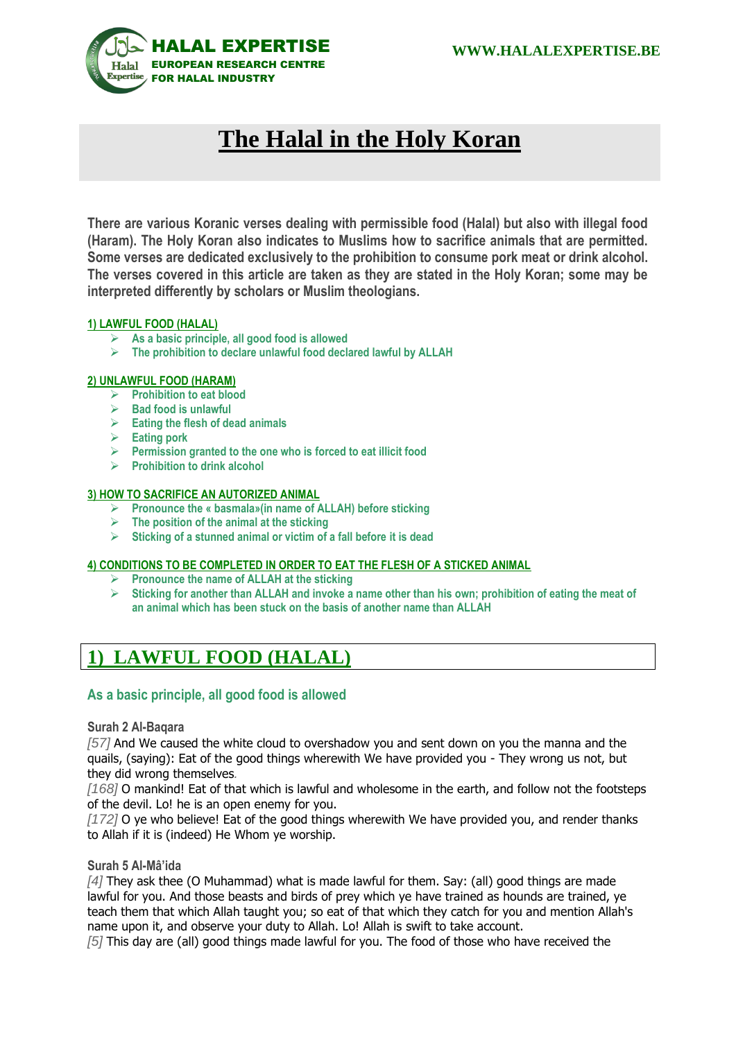# The Halal in the Holy Koran

**There are various Koranic verses dealing with permissible food (Halal) but also with illegal food (Haram). The Holy Koran also indicates to Muslims how to sacrifice animals that are permitted. Some verses are dedicated exclusively to the prohibition to consume pork meat or drink alcohol. The verses covered in this article are taken as they are stated in the Holy Koran; some may be interpreted differently by scholars or Muslim theologians.**

**1) LAWFUL FOOD (HALAL)**
- As a basic principle, all good food is allowed
- The prohibition to declare unlawful food declared lawful by ALLAH

**2) UNLAWFUL FOOD (HARAM)**
- Prohibition to eat blood
- Bad food is unlawful
- Eating the flesh of dead animals
- Eating pork
- Permission granted to the one who is forced to eat illicit food
- Prohibition to drink alcohol

**3) HOW TO SACRIFICE AN AUTORIZED ANIMAL**
- Pronounce the « basmala»(in name of ALLAH) before sticking
- The position of the animal at the sticking
- Sticking of a stunned animal or victim of a fall before it is dead

**4) CONDITIONS TO BE COMPLETED IN ORDER TO EAT THE FLESH OF A STICKED ANIMAL**
- Pronounce the name of ALLAH at the sticking
- Sticking for another than ALLAH and invoke a name other than his own; prohibition of eating the meat of an animal which has been stuck on the basis of another name than ALLAH

## 1) LAWFUL FOOD (HALAL)

### As a basic principle, all good food is allowed

**Surah 2 Al-Baqara**

*[57]* And We caused the white cloud to overshadow you and sent down on you the manna and the quails, (saying): Eat of the good things wherewith We have provided you - They wrong us not, but they did wrong themselves.

*[168]* O mankind! Eat of that which is lawful and wholesome in the earth, and follow not the footsteps of the devil. Lo! he is an open enemy for you.

*[172]* O ye who believe! Eat of the good things wherewith We have provided you, and render thanks to Allah if it is (indeed) He Whom ye worship.

**Surah 5 Al-Mâ'ida**

*[4]* They ask thee (O Muhammad) what is made lawful for them. Say: (all) good things are made lawful for you. And those beasts and birds of prey which ye have trained as hounds are trained, ye teach them that which Allah taught you; so eat of that which they catch for you and mention Allah's name upon it, and observe your duty to Allah. Lo! Allah is swift to take account.

*[5]* This day are (all) good things made lawful for you. The food of those who have received the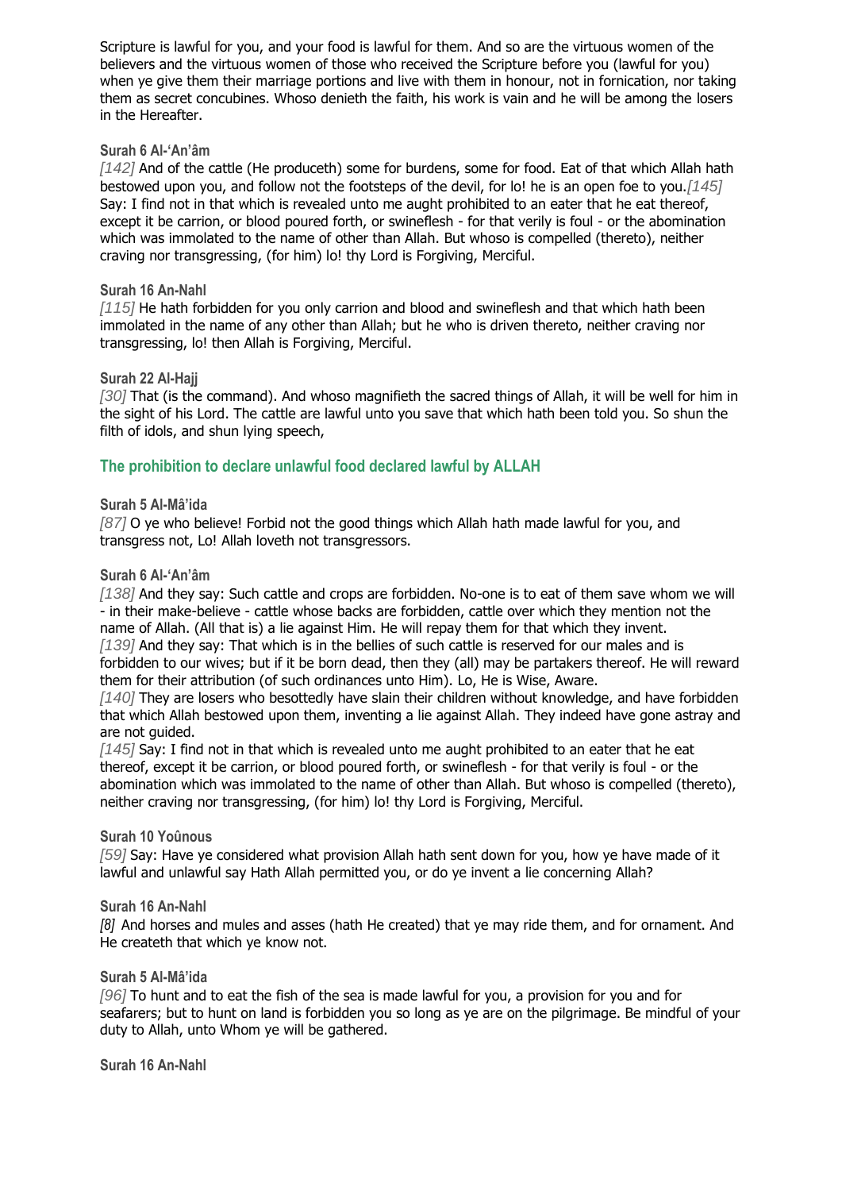Scripture is lawful for you, and your food is lawful for them. And so are the virtuous women of the believers and the virtuous women of those who received the Scripture before you (lawful for you) when ye give them their marriage portions and live with them in honour, not in fornication, nor taking them as secret concubines. Whoso denieth the faith, his work is vain and he will be among the losers in the Hereafter.

**Surah 6 Al-'An'âm**

*[142]* And of the cattle (He produceth) some for burdens, some for food. Eat of that which Allah hath bestowed upon you, and follow not the footsteps of the devil, for lo! he is an open foe to you. *[145]* Say: I find not in that which is revealed unto me aught prohibited to an eater that he eat thereof, except it be carrion, or blood poured forth, or swineflesh - for that verily is foul - or the abomination which was immolated to the name of other than Allah. But whoso is compelled (thereto), neither craving nor transgressing, (for him) lo! thy Lord is Forgiving, Merciful.

**Surah 16 An-Nahl**

*[115]* He hath forbidden for you only carrion and blood and swineflesh and that which hath been immolated in the name of any other than Allah; but he who is driven thereto, neither craving nor transgressing, lo! then Allah is Forgiving, Merciful.

**Surah 22 Al-Hajj**

*[30]* That (is the command). And whoso magnifieth the sacred things of Allah, it will be well for him in the sight of his Lord. The cattle are lawful unto you save that which hath been told you. So shun the filth of idols, and shun lying speech,

## The prohibition to declare unlawful food declared lawful by ALLAH

**Surah 5 Al-Mâ'ida**

*[87]* O ye who believe! Forbid not the good things which Allah hath made lawful for you, and transgress not, Lo! Allah loveth not transgressors.

**Surah 6 Al-'An'âm**

*[138]* And they say: Such cattle and crops are forbidden. No-one is to eat of them save whom we will - in their make-believe - cattle whose backs are forbidden, cattle over which they mention not the name of Allah. (All that is) a lie against Him. He will repay them for that which they invent.
*[139]* And they say: That which is in the bellies of such cattle is reserved for our males and is forbidden to our wives; but if it be born dead, then they (all) may be partakers thereof. He will reward them for their attribution (of such ordinances unto Him). Lo, He is Wise, Aware.
*[140]* They are losers who besottedly have slain their children without knowledge, and have forbidden that which Allah bestowed upon them, inventing a lie against Allah. They indeed have gone astray and are not guided.
*[145]* Say: I find not in that which is revealed unto me aught prohibited to an eater that he eat thereof, except it be carrion, or blood poured forth, or swineflesh - for that verily is foul - or the abomination which was immolated to the name of other than Allah. But whoso is compelled (thereto), neither craving nor transgressing, (for him) lo! thy Lord is Forgiving, Merciful.

**Surah 10 Yoûnous**

*[59]* Say: Have ye considered what provision Allah hath sent down for you, how ye have made of it lawful and unlawful say Hath Allah permitted you, or do ye invent a lie concerning Allah?

**Surah 16 An-Nahl**

*[8]* And horses and mules and asses (hath He created) that ye may ride them, and for ornament. And He createth that which ye know not.

**Surah 5 Al-Mâ'ida**

*[96]* To hunt and to eat the fish of the sea is made lawful for you, a provision for you and for seafarers; but to hunt on land is forbidden you so long as ye are on the pilgrimage. Be mindful of your duty to Allah, unto Whom ye will be gathered.

**Surah 16 An-Nahl**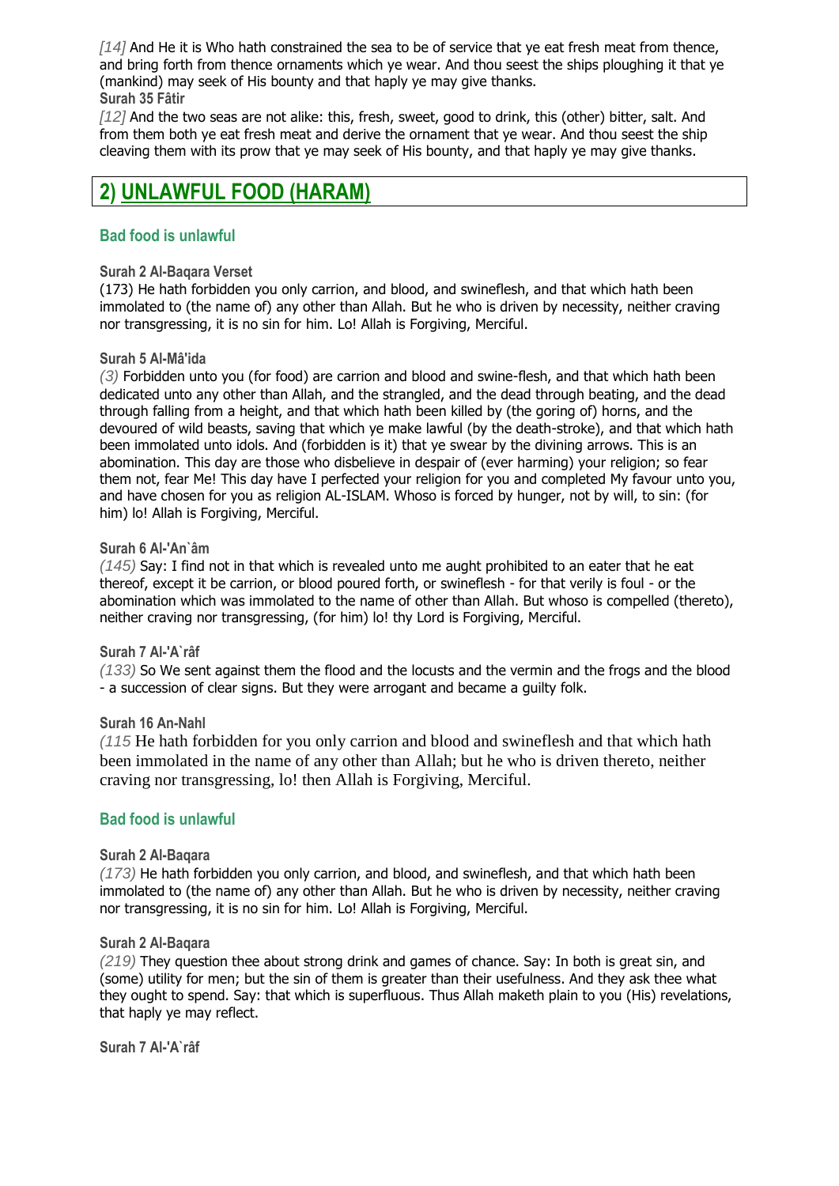*[14]* And He it is Who hath constrained the sea to be of service that ye eat fresh meat from thence, and bring forth from thence ornaments which ye wear. And thou seest the ships ploughing it that ye (mankind) may seek of His bounty and that haply ye may give thanks.

**Surah 35 Fâtir**

*[12]* And the two seas are not alike: this, fresh, sweet, good to drink, this (other) bitter, salt. And from them both ye eat fresh meat and derive the ornament that ye wear. And thou seest the ship cleaving them with its prow that ye may seek of His bounty, and that haply ye may give thanks.

## 2) UNLAWFUL FOOD (HARAM)

### Bad food is unlawful

**Surah 2 Al-Baqara Verset**

(173) He hath forbidden you only carrion, and blood, and swineflesh, and that which hath been immolated to (the name of) any other than Allah. But he who is driven by necessity, neither craving nor transgressing, it is no sin for him. Lo! Allah is Forgiving, Merciful.

**Surah 5 Al-Mâ'ida**

*(3)* Forbidden unto you (for food) are carrion and blood and swine-flesh, and that which hath been dedicated unto any other than Allah, and the strangled, and the dead through beating, and the dead through falling from a height, and that which hath been killed by (the goring of) horns, and the devoured of wild beasts, saving that which ye make lawful (by the death-stroke), and that which hath been immolated unto idols. And (forbidden is it) that ye swear by the divining arrows. This is an abomination. This day are those who disbelieve in despair of (ever harming) your religion; so fear them not, fear Me! This day have I perfected your religion for you and completed My favour unto you, and have chosen for you as religion AL-ISLAM. Whoso is forced by hunger, not by will, to sin: (for him) lo! Allah is Forgiving, Merciful.

**Surah 6 Al-'An`âm**

*(145)* Say: I find not in that which is revealed unto me aught prohibited to an eater that he eat thereof, except it be carrion, or blood poured forth, or swineflesh - for that verily is foul - or the abomination which was immolated to the name of other than Allah. But whoso is compelled (thereto), neither craving nor transgressing, (for him) lo! thy Lord is Forgiving, Merciful.

**Surah 7 Al-'A`râf**

*(133)* So We sent against them the flood and the locusts and the vermin and the frogs and the blood - a succession of clear signs. But they were arrogant and became a guilty folk.

**Surah 16 An-Nahl**

*(115* He hath forbidden for you only carrion and blood and swineflesh and that which hath been immolated in the name of any other than Allah; but he who is driven thereto, neither craving nor transgressing, lo! then Allah is Forgiving, Merciful.

### Bad food is unlawful

**Surah 2 Al-Baqara**

*(173)* He hath forbidden you only carrion, and blood, and swineflesh, and that which hath been immolated to (the name of) any other than Allah. But he who is driven by necessity, neither craving nor transgressing, it is no sin for him. Lo! Allah is Forgiving, Merciful.

**Surah 2 Al-Baqara**

*(219)* They question thee about strong drink and games of chance. Say: In both is great sin, and (some) utility for men; but the sin of them is greater than their usefulness. And they ask thee what they ought to spend. Say: that which is superfluous. Thus Allah maketh plain to you (His) revelations, that haply ye may reflect.

**Surah 7 Al-'A`râf**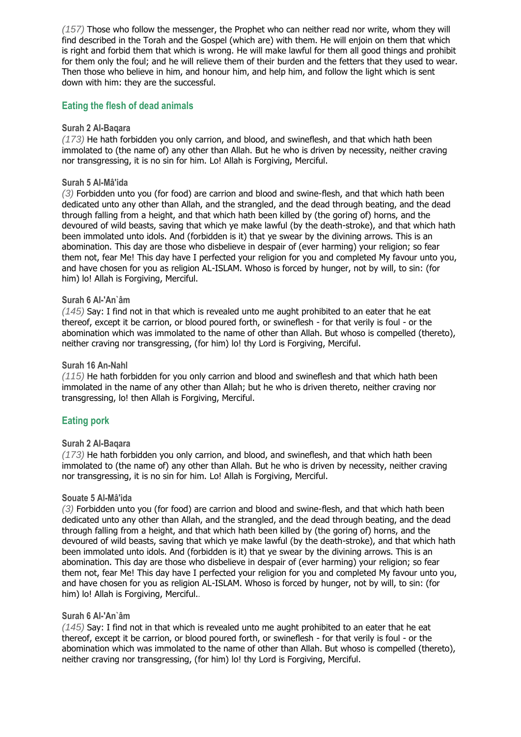*(157)* Those who follow the messenger, the Prophet who can neither read nor write, whom they will find described in the Torah and the Gospel (which are) with them. He will enjoin on them that which is right and forbid them that which is wrong. He will make lawful for them all good things and prohibit for them only the foul; and he will relieve them of their burden and the fetters that they used to wear. Then those who believe in him, and honour him, and help him, and follow the light which is sent down with him: they are the successful.

## Eating the flesh of dead animals

#### Surah 2 Al-Baqara

*(173)* He hath forbidden you only carrion, and blood, and swineflesh, and that which hath been immolated to (the name of) any other than Allah. But he who is driven by necessity, neither craving nor transgressing, it is no sin for him. Lo! Allah is Forgiving, Merciful.

#### Surah 5 Al-Mâ'ida

*(3)* Forbidden unto you (for food) are carrion and blood and swine-flesh, and that which hath been dedicated unto any other than Allah, and the strangled, and the dead through beating, and the dead through falling from a height, and that which hath been killed by (the goring of) horns, and the devoured of wild beasts, saving that which ye make lawful (by the death-stroke), and that which hath been immolated unto idols. And (forbidden is it) that ye swear by the divining arrows. This is an abomination. This day are those who disbelieve in despair of (ever harming) your religion; so fear them not, fear Me! This day have I perfected your religion for you and completed My favour unto you, and have chosen for you as religion AL-ISLAM. Whoso is forced by hunger, not by will, to sin: (for him) lo! Allah is Forgiving, Merciful.

#### Surah 6 Al-'An`âm

*(145)* Say: I find not in that which is revealed unto me aught prohibited to an eater that he eat thereof, except it be carrion, or blood poured forth, or swineflesh - for that verily is foul - or the abomination which was immolated to the name of other than Allah. But whoso is compelled (thereto), neither craving nor transgressing, (for him) lo! thy Lord is Forgiving, Merciful.

#### Surah 16 An-Nahl

*(115)* He hath forbidden for you only carrion and blood and swineflesh and that which hath been immolated in the name of any other than Allah; but he who is driven thereto, neither craving nor transgressing, lo! then Allah is Forgiving, Merciful.

## Eating pork

#### Surah 2 Al-Baqara

*(173)* He hath forbidden you only carrion, and blood, and swineflesh, and that which hath been immolated to (the name of) any other than Allah. But he who is driven by necessity, neither craving nor transgressing, it is no sin for him. Lo! Allah is Forgiving, Merciful.

#### Souate 5 Al-Mâ'ida

*(3)* Forbidden unto you (for food) are carrion and blood and swine-flesh, and that which hath been dedicated unto any other than Allah, and the strangled, and the dead through beating, and the dead through falling from a height, and that which hath been killed by (the goring of) horns, and the devoured of wild beasts, saving that which ye make lawful (by the death-stroke), and that which hath been immolated unto idols. And (forbidden is it) that ye swear by the divining arrows. This is an abomination. This day are those who disbelieve in despair of (ever harming) your religion; so fear them not, fear Me! This day have I perfected your religion for you and completed My favour unto you, and have chosen for you as religion AL-ISLAM. Whoso is forced by hunger, not by will, to sin: (for him) lo! Allah is Forgiving, Merciful..

#### Surah 6 Al-'An`âm

*(145)* Say: I find not in that which is revealed unto me aught prohibited to an eater that he eat thereof, except it be carrion, or blood poured forth, or swineflesh - for that verily is foul - or the abomination which was immolated to the name of other than Allah. But whoso is compelled (thereto), neither craving nor transgressing, (for him) lo! thy Lord is Forgiving, Merciful.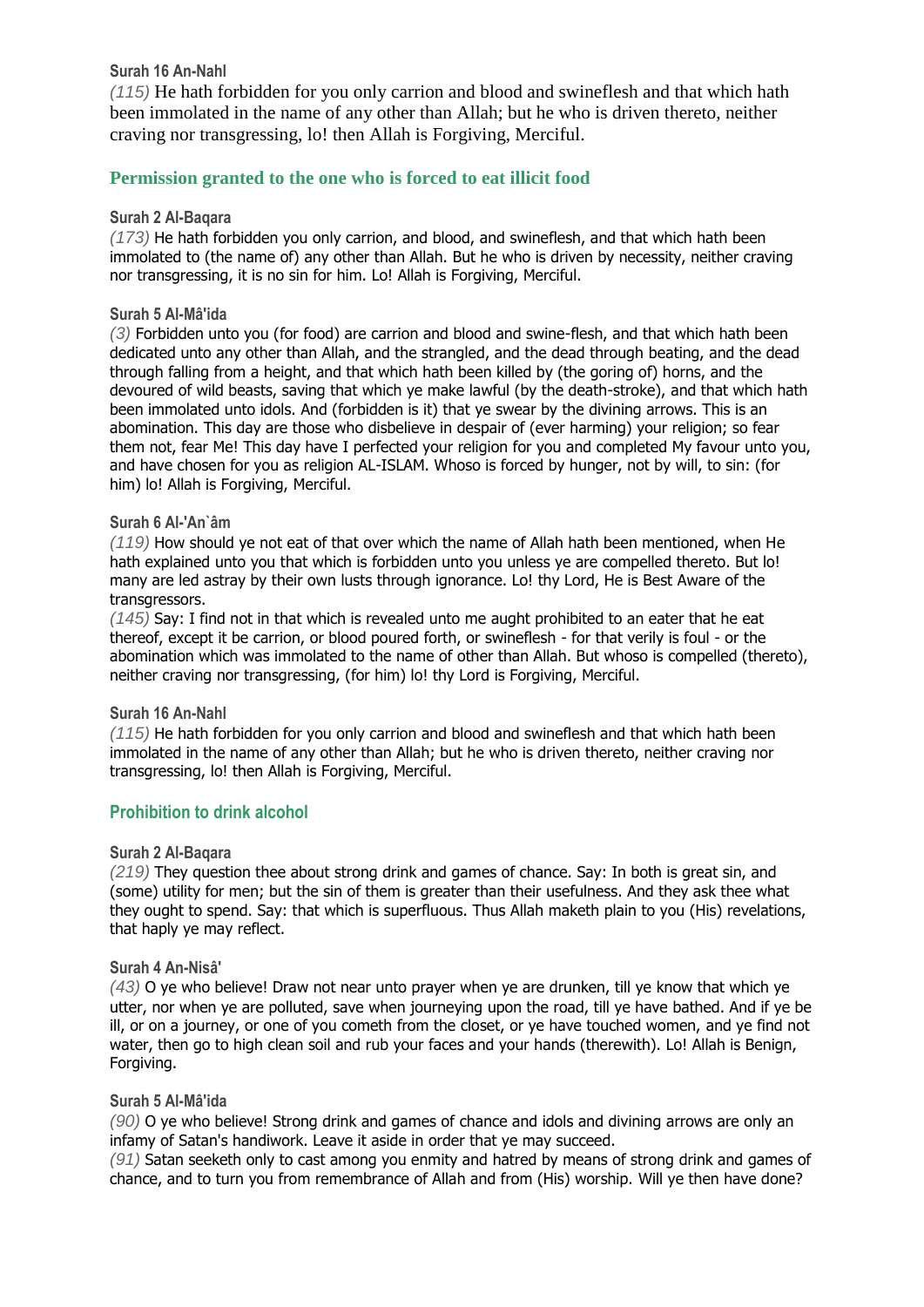**Surah 16 An-Nahl**

*(115)* He hath forbidden for you only carrion and blood and swineflesh and that which hath been immolated in the name of any other than Allah; but he who is driven thereto, neither craving nor transgressing, lo! then Allah is Forgiving, Merciful.

## Permission granted to the one who is forced to eat illicit food

**Surah 2 Al-Baqara**

*(173)* He hath forbidden you only carrion, and blood, and swineflesh, and that which hath been immolated to (the name of) any other than Allah. But he who is driven by necessity, neither craving nor transgressing, it is no sin for him. Lo! Allah is Forgiving, Merciful.

**Surah 5 Al-Mâ'ida**

*(3)* Forbidden unto you (for food) are carrion and blood and swine-flesh, and that which hath been dedicated unto any other than Allah, and the strangled, and the dead through beating, and the dead through falling from a height, and that which hath been killed by (the goring of) horns, and the devoured of wild beasts, saving that which ye make lawful (by the death-stroke), and that which hath been immolated unto idols. And (forbidden is it) that ye swear by the divining arrows. This is an abomination. This day are those who disbelieve in despair of (ever harming) your religion; so fear them not, fear Me! This day have I perfected your religion for you and completed My favour unto you, and have chosen for you as religion AL-ISLAM. Whoso is forced by hunger, not by will, to sin: (for him) lo! Allah is Forgiving, Merciful.

**Surah 6 Al-'An`âm**

*(119)* How should ye not eat of that over which the name of Allah hath been mentioned, when He hath explained unto you that which is forbidden unto you unless ye are compelled thereto. But lo! many are led astray by their own lusts through ignorance. Lo! thy Lord, He is Best Aware of the transgressors.

*(145)* Say: I find not in that which is revealed unto me aught prohibited to an eater that he eat thereof, except it be carrion, or blood poured forth, or swineflesh - for that verily is foul - or the abomination which was immolated to the name of other than Allah. But whoso is compelled (thereto), neither craving nor transgressing, (for him) lo! thy Lord is Forgiving, Merciful.

**Surah 16 An-Nahl**

*(115)* He hath forbidden for you only carrion and blood and swineflesh and that which hath been immolated in the name of any other than Allah; but he who is driven thereto, neither craving nor transgressing, lo! then Allah is Forgiving, Merciful.

## Prohibition to drink alcohol

**Surah 2 Al-Baqara**

*(219)* They question thee about strong drink and games of chance. Say: In both is great sin, and (some) utility for men; but the sin of them is greater than their usefulness. And they ask thee what they ought to spend. Say: that which is superfluous. Thus Allah maketh plain to you (His) revelations, that haply ye may reflect.

**Surah 4 An-Nisâ'**

*(43)* O ye who believe! Draw not near unto prayer when ye are drunken, till ye know that which ye utter, nor when ye are polluted, save when journeying upon the road, till ye have bathed. And if ye be ill, or on a journey, or one of you cometh from the closet, or ye have touched women, and ye find not water, then go to high clean soil and rub your faces and your hands (therewith). Lo! Allah is Benign, Forgiving.

**Surah 5 Al-Mâ'ida**

*(90)* O ye who believe! Strong drink and games of chance and idols and divining arrows are only an infamy of Satan's handiwork. Leave it aside in order that ye may succeed.

*(91)* Satan seeketh only to cast among you enmity and hatred by means of strong drink and games of chance, and to turn you from remembrance of Allah and from (His) worship. Will ye then have done?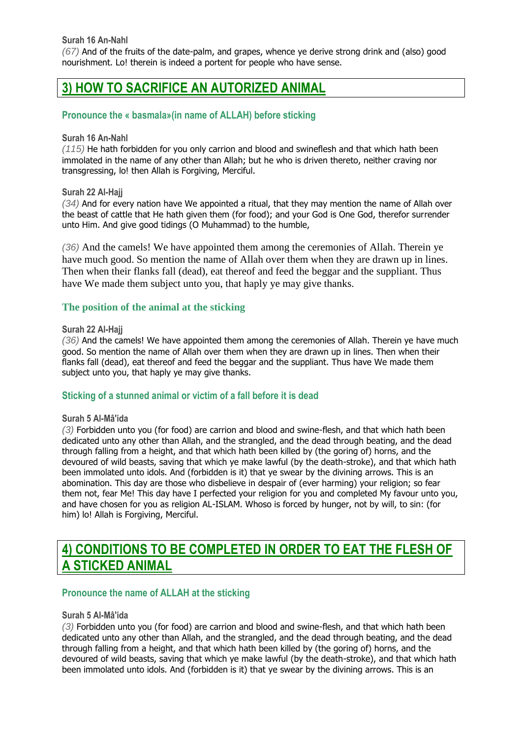**Surah 16 An-Nahl**

*(67)* And of the fruits of the date-palm, and grapes, whence ye derive strong drink and (also) good nourishment. Lo! therein is indeed a portent for people who have sense.

## 3) HOW TO SACRIFICE AN AUTORIZED ANIMAL

### Pronounce the « basmala»(in name of ALLAH) before sticking

**Surah 16 An-Nahl**

*(115)* He hath forbidden for you only carrion and blood and swineflesh and that which hath been immolated in the name of any other than Allah; but he who is driven thereto, neither craving nor transgressing, lo! then Allah is Forgiving, Merciful.

**Surah 22 Al-Hajj**

*(34)* And for every nation have We appointed a ritual, that they may mention the name of Allah over the beast of cattle that He hath given them (for food); and your God is One God, therefor surrender unto Him. And give good tidings (O Muhammad) to the humble,

*(36)* And the camels! We have appointed them among the ceremonies of Allah. Therein ye have much good. So mention the name of Allah over them when they are drawn up in lines. Then when their flanks fall (dead), eat thereof and feed the beggar and the suppliant. Thus have We made them subject unto you, that haply ye may give thanks.

### The position of the animal at the sticking

**Surah 22 Al-Hajj**

*(36)* And the camels! We have appointed them among the ceremonies of Allah. Therein ye have much good. So mention the name of Allah over them when they are drawn up in lines. Then when their flanks fall (dead), eat thereof and feed the beggar and the suppliant. Thus have We made them subject unto you, that haply ye may give thanks.

### Sticking of a stunned animal or victim of a fall before it is dead

**Surah 5 Al-Mâ'ida**

*(3)* Forbidden unto you (for food) are carrion and blood and swine-flesh, and that which hath been dedicated unto any other than Allah, and the strangled, and the dead through beating, and the dead through falling from a height, and that which hath been killed by (the goring of) horns, and the devoured of wild beasts, saving that which ye make lawful (by the death-stroke), and that which hath been immolated unto idols. And (forbidden is it) that ye swear by the divining arrows. This is an abomination. This day are those who disbelieve in despair of (ever harming) your religion; so fear them not, fear Me! This day have I perfected your religion for you and completed My favour unto you, and have chosen for you as religion AL-ISLAM. Whoso is forced by hunger, not by will, to sin: (for him) lo! Allah is Forgiving, Merciful.

## 4) CONDITIONS TO BE COMPLETED IN ORDER TO EAT THE FLESH OF A STICKED ANIMAL

### Pronounce the name of ALLAH at the sticking

**Surah 5 Al-Mâ'ida**

*(3)* Forbidden unto you (for food) are carrion and blood and swine-flesh, and that which hath been dedicated unto any other than Allah, and the strangled, and the dead through beating, and the dead through falling from a height, and that which hath been killed by (the goring of) horns, and the devoured of wild beasts, saving that which ye make lawful (by the death-stroke), and that which hath been immolated unto idols. And (forbidden is it) that ye swear by the divining arrows. This is an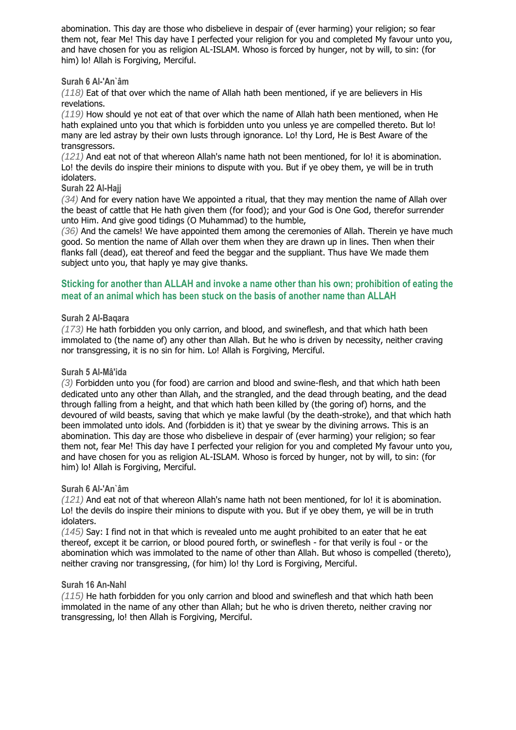abomination. This day are those who disbelieve in despair of (ever harming) your religion; so fear them not, fear Me! This day have I perfected your religion for you and completed My favour unto you, and have chosen for you as religion AL-ISLAM. Whoso is forced by hunger, not by will, to sin: (for him) lo! Allah is Forgiving, Merciful.

#### Surah 6 Al-'An`âm

*(118)* Eat of that over which the name of Allah hath been mentioned, if ye are believers in His revelations.

*(119)* How should ye not eat of that over which the name of Allah hath been mentioned, when He hath explained unto you that which is forbidden unto you unless ye are compelled thereto. But lo! many are led astray by their own lusts through ignorance. Lo! thy Lord, He is Best Aware of the transgressors.

*(121)* And eat not of that whereon Allah's name hath not been mentioned, for lo! it is abomination. Lo! the devils do inspire their minions to dispute with you. But if ye obey them, ye will be in truth idolaters.

#### Surah 22 Al-Hajj

*(34)* And for every nation have We appointed a ritual, that they may mention the name of Allah over the beast of cattle that He hath given them (for food); and your God is One God, therefor surrender unto Him. And give good tidings (O Muhammad) to the humble,

*(36)* And the camels! We have appointed them among the ceremonies of Allah. Therein ye have much good. So mention the name of Allah over them when they are drawn up in lines. Then when their flanks fall (dead), eat thereof and feed the beggar and the suppliant. Thus have We made them subject unto you, that haply ye may give thanks.

### Sticking for another than ALLAH and invoke a name other than his own; prohibition of eating the meat of an animal which has been stuck on the basis of another name than ALLAH

#### Surah 2 Al-Baqara

*(173)* He hath forbidden you only carrion, and blood, and swineflesh, and that which hath been immolated to (the name of) any other than Allah. But he who is driven by necessity, neither craving nor transgressing, it is no sin for him. Lo! Allah is Forgiving, Merciful.

#### Surah 5 Al-Mâ'ida

*(3)* Forbidden unto you (for food) are carrion and blood and swine-flesh, and that which hath been dedicated unto any other than Allah, and the strangled, and the dead through beating, and the dead through falling from a height, and that which hath been killed by (the goring of) horns, and the devoured of wild beasts, saving that which ye make lawful (by the death-stroke), and that which hath been immolated unto idols. And (forbidden is it) that ye swear by the divining arrows. This is an abomination. This day are those who disbelieve in despair of (ever harming) your religion; so fear them not, fear Me! This day have I perfected your religion for you and completed My favour unto you, and have chosen for you as religion AL-ISLAM. Whoso is forced by hunger, not by will, to sin: (for him) lo! Allah is Forgiving, Merciful.

#### Surah 6 Al-'An`âm

*(121)* And eat not of that whereon Allah's name hath not been mentioned, for lo! it is abomination. Lo! the devils do inspire their minions to dispute with you. But if ye obey them, ye will be in truth idolaters.

*(145)* Say: I find not in that which is revealed unto me aught prohibited to an eater that he eat thereof, except it be carrion, or blood poured forth, or swineflesh - for that verily is foul - or the abomination which was immolated to the name of other than Allah. But whoso is compelled (thereto), neither craving nor transgressing, (for him) lo! thy Lord is Forgiving, Merciful.

#### Surah 16 An-Nahl

*(115)* He hath forbidden for you only carrion and blood and swineflesh and that which hath been immolated in the name of any other than Allah; but he who is driven thereto, neither craving nor transgressing, lo! then Allah is Forgiving, Merciful.